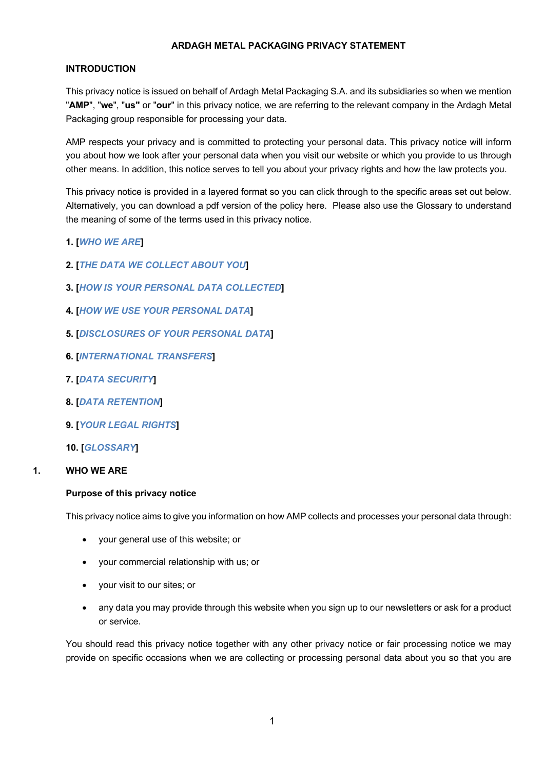# ARDAGH METAL PACKAGING PRIVACY STATEMENT

## INTRODUCTION

This privacy notice is issued on behalf of Ardagh Metal Packaging S.A. and its subsidiaries so when we mention "**AMP**", "**we**", "**us"** or "**our**" in this privacy notice, we are referring to the relevant company in the Ardagh Metal Packaging group responsible for processing your data.

AMP respects your privacy and is committed to protecting your personal data. This privacy notice will inform you about how we look after your personal data when you visit our website or which you provide to us through other means. In addition, this notice serves to tell you about your privacy rights and how the law protects you.

This privacy notice is provided in a layered format so you can click through to the specific areas set out below. Alternatively, you can download a pdf version of the policy here. Please also use the Glossary to understand the meaning of some of the terms used in this privacy notice.

1. [*WHO WE ARE*]
2. [*THE DATA WE COLLECT ABOUT YOU*]
3. [*HOW IS YOUR PERSONAL DATA COLLECTED*]
4. [*HOW WE USE YOUR PERSONAL DATA*]
5. [*DISCLOSURES OF YOUR PERSONAL DATA*]
6. [*INTERNATIONAL TRANSFERS*]
7. [*DATA SECURITY*]
8. [*DATA RETENTION*]
9. [*YOUR LEGAL RIGHTS*]
10. [*GLOSSARY*]

## 1. WHO WE ARE

### Purpose of this privacy notice

This privacy notice aims to give you information on how AMP collects and processes your personal data through:

- your general use of this website; or
- your commercial relationship with us; or
- your visit to our sites; or
- any data you may provide through this website when you sign up to our newsletters or ask for a product or service.

You should read this privacy notice together with any other privacy notice or fair processing notice we may provide on specific occasions when we are collecting or processing personal data about you so that you are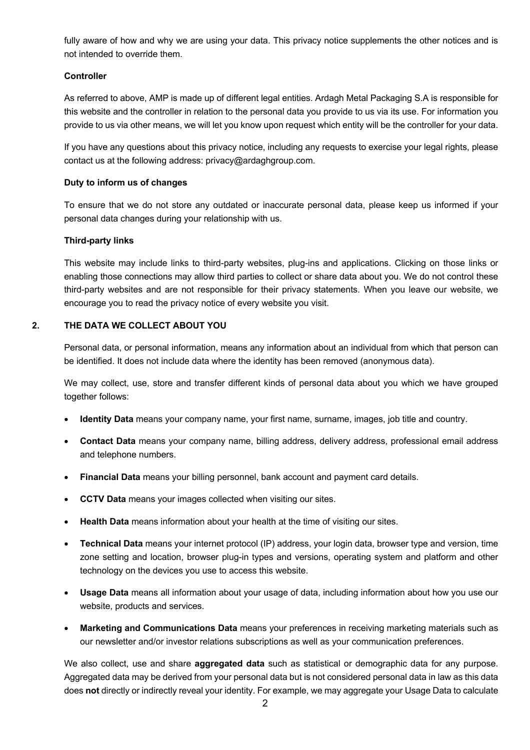fully aware of how and why we are using your data. This privacy notice supplements the other notices and is not intended to override them.

**Controller**

As referred to above, AMP is made up of different legal entities. Ardagh Metal Packaging S.A is responsible for this website and the controller in relation to the personal data you provide to us via its use. For information you provide to us via other means, we will let you know upon request which entity will be the controller for your data.

If you have any questions about this privacy notice, including any requests to exercise your legal rights, please contact us at the following address: privacy@ardaghgroup.com.

**Duty to inform us of changes**

To ensure that we do not store any outdated or inaccurate personal data, please keep us informed if your personal data changes during your relationship with us.

**Third-party links**

This website may include links to third-party websites, plug-ins and applications. Clicking on those links or enabling those connections may allow third parties to collect or share data about you. We do not control these third-party websites and are not responsible for their privacy statements. When you leave our website, we encourage you to read the privacy notice of every website you visit.

## 2. THE DATA WE COLLECT ABOUT YOU

Personal data, or personal information, means any information about an individual from which that person can be identified. It does not include data where the identity has been removed (anonymous data).

We may collect, use, store and transfer different kinds of personal data about you which we have grouped together follows:

- **Identity Data** means your company name, your first name, surname, images, job title and country.
- **Contact Data** means your company name, billing address, delivery address, professional email address and telephone numbers.
- **Financial Data** means your billing personnel, bank account and payment card details.
- **CCTV Data** means your images collected when visiting our sites.
- **Health Data** means information about your health at the time of visiting our sites.
- **Technical Data** means your internet protocol (IP) address, your login data, browser type and version, time zone setting and location, browser plug-in types and versions, operating system and platform and other technology on the devices you use to access this website.
- **Usage Data** means all information about your usage of data, including information about how you use our website, products and services.
- **Marketing and Communications Data** means your preferences in receiving marketing materials such as our newsletter and/or investor relations subscriptions as well as your communication preferences.

We also collect, use and share **aggregated data** such as statistical or demographic data for any purpose. Aggregated data may be derived from your personal data but is not considered personal data in law as this data does **not** directly or indirectly reveal your identity. For example, we may aggregate your Usage Data to calculate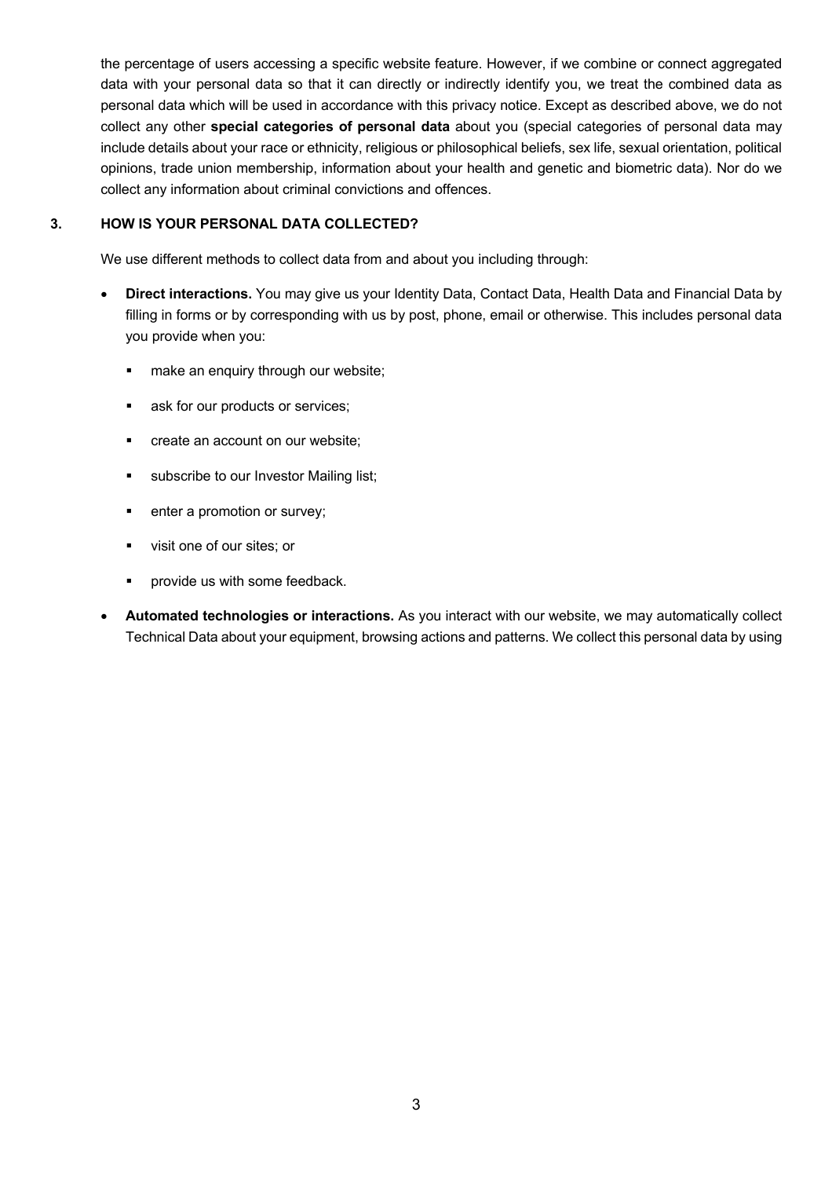the percentage of users accessing a specific website feature. However, if we combine or connect aggregated data with your personal data so that it can directly or indirectly identify you, we treat the combined data as personal data which will be used in accordance with this privacy notice. Except as described above, we do not collect any other **special categories of personal data** about you (special categories of personal data may include details about your race or ethnicity, religious or philosophical beliefs, sex life, sexual orientation, political opinions, trade union membership, information about your health and genetic and biometric data). Nor do we collect any information about criminal convictions and offences.

## 3. HOW IS YOUR PERSONAL DATA COLLECTED?

We use different methods to collect data from and about you including through:

- **Direct interactions.** You may give us your Identity Data, Contact Data, Health Data and Financial Data by filling in forms or by corresponding with us by post, phone, email or otherwise. This includes personal data you provide when you:
  - make an enquiry through our website;
  - ask for our products or services;
  - create an account on our website;
  - subscribe to our Investor Mailing list;
  - enter a promotion or survey;
  - visit one of our sites; or
  - provide us with some feedback.
- **Automated technologies or interactions.** As you interact with our website, we may automatically collect Technical Data about your equipment, browsing actions and patterns. We collect this personal data by using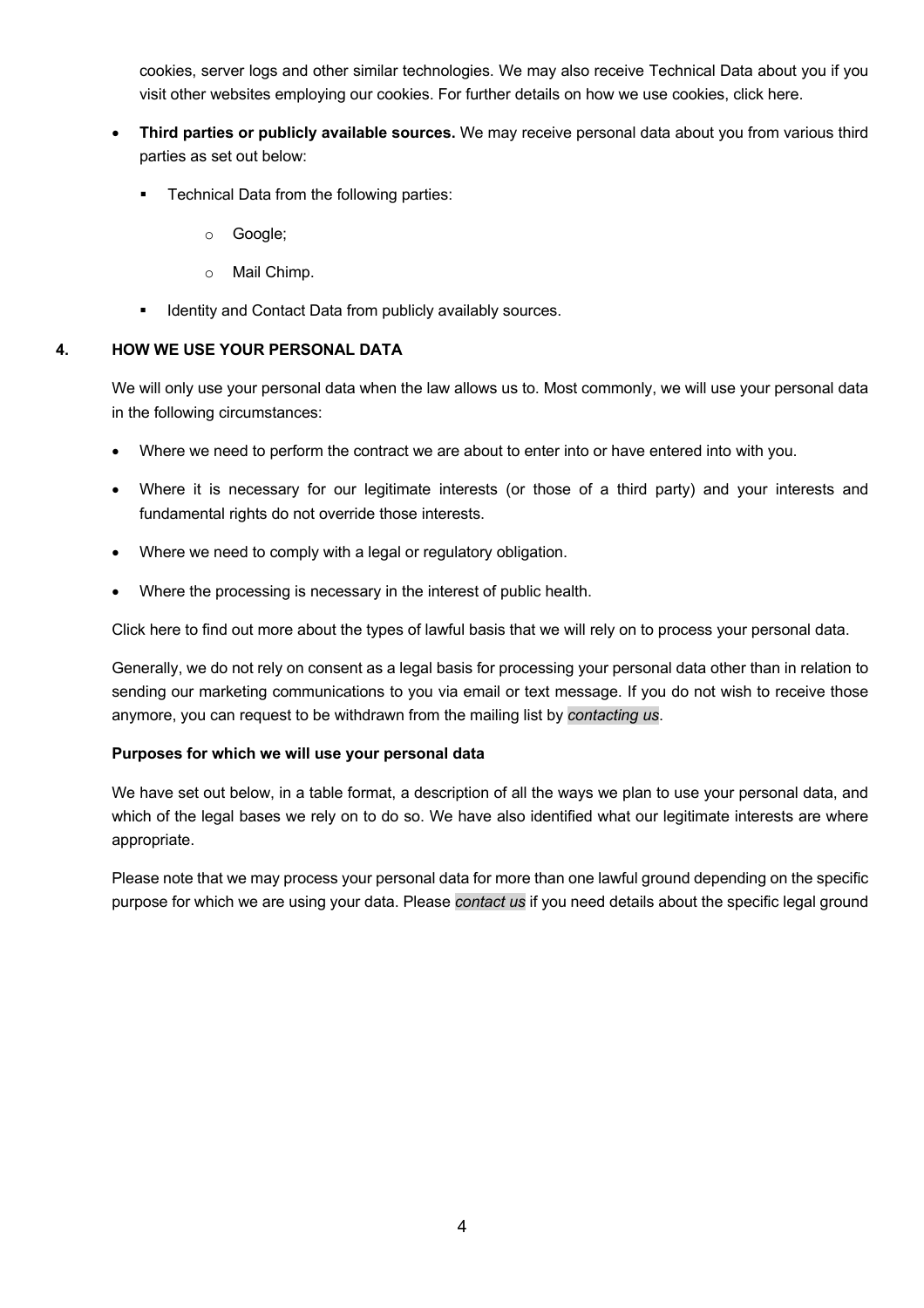cookies, server logs and other similar technologies. We may also receive Technical Data about you if you visit other websites employing our cookies. For further details on how we use cookies, click here.

- **Third parties or publicly available sources.** We may receive personal data about you from various third parties as set out below:
  - Technical Data from the following parties:
    - Google;
    - Mail Chimp.
  - Identity and Contact Data from publicly availably sources.

## 4. HOW WE USE YOUR PERSONAL DATA

We will only use your personal data when the law allows us to. Most commonly, we will use your personal data in the following circumstances:

- Where we need to perform the contract we are about to enter into or have entered into with you.
- Where it is necessary for our legitimate interests (or those of a third party) and your interests and fundamental rights do not override those interests.
- Where we need to comply with a legal or regulatory obligation.
- Where the processing is necessary in the interest of public health.

Click here to find out more about the types of lawful basis that we will rely on to process your personal data.

Generally, we do not rely on consent as a legal basis for processing your personal data other than in relation to sending our marketing communications to you via email or text message. If you do not wish to receive those anymore, you can request to be withdrawn from the mailing list by *contacting us*.

**Purposes for which we will use your personal data**

We have set out below, in a table format, a description of all the ways we plan to use your personal data, and which of the legal bases we rely on to do so. We have also identified what our legitimate interests are where appropriate.

Please note that we may process your personal data for more than one lawful ground depending on the specific purpose for which we are using your data. Please *contact us* if you need details about the specific legal ground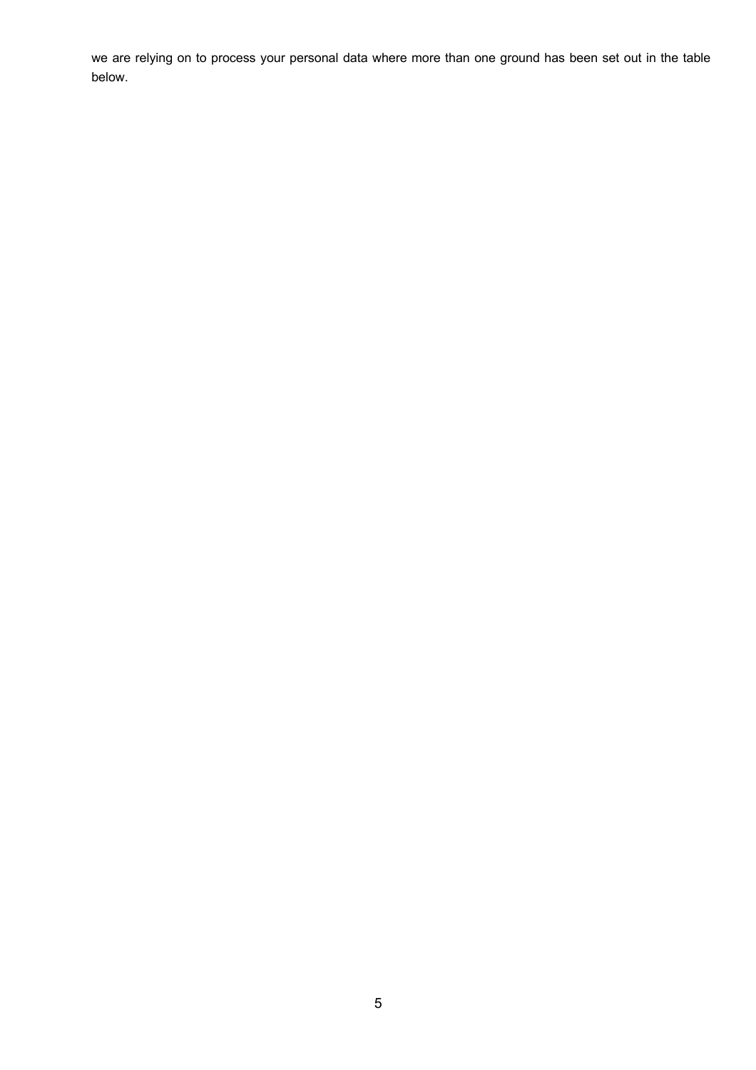we are relying on to process your personal data where more than one ground has been set out in the table below.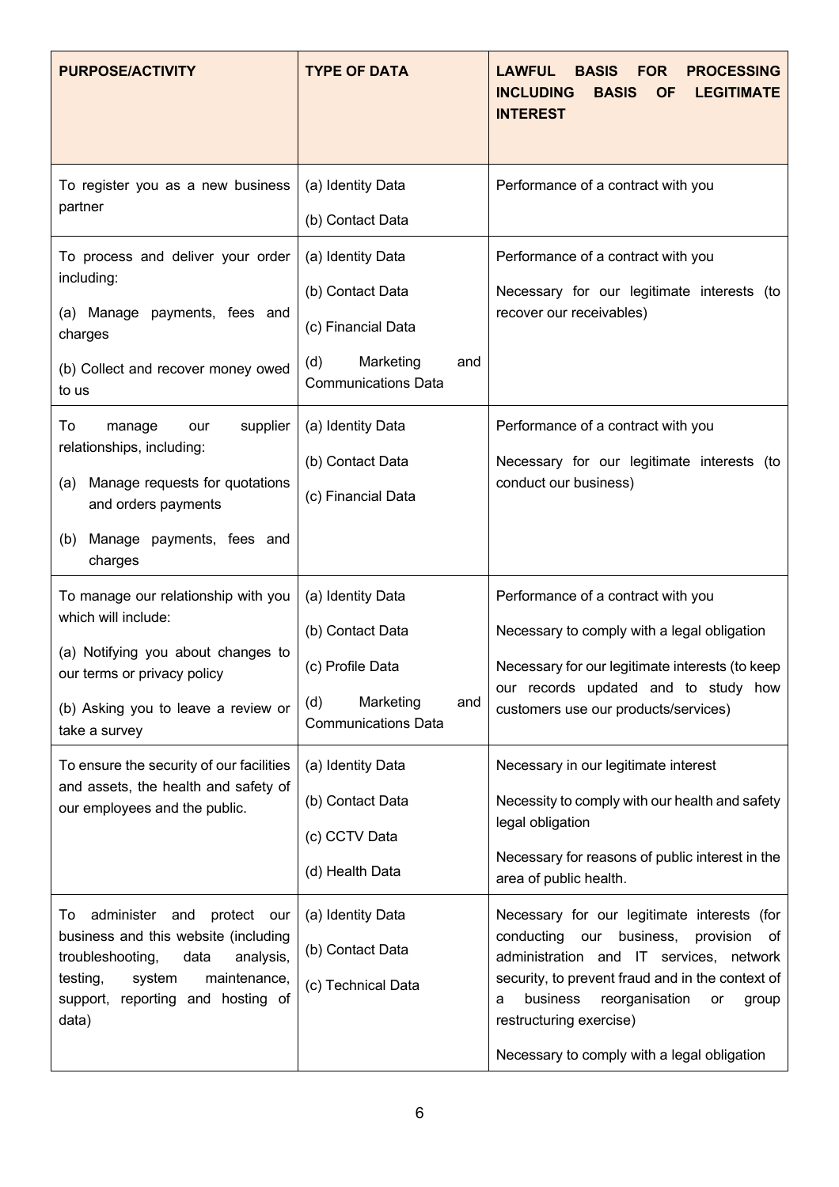| PURPOSE/ACTIVITY | TYPE OF DATA | LAWFUL BASIS FOR PROCESSING INCLUDING BASIS OF LEGITIMATE INTEREST |
|---|---|---|
| To register you as a new business partner | (a) Identity Data<br>(b) Contact Data | Performance of a contract with you |
| To process and deliver your order including:<br>(a) Manage payments, fees and charges<br>(b) Collect and recover money owed to us | (a) Identity Data<br>(b) Contact Data<br>(c) Financial Data<br>(d) Marketing and Communications Data | Performance of a contract with you<br>Necessary for our legitimate interests (to recover our receivables) |
| To manage our supplier relationships, including:<br>(a) Manage requests for quotations and orders payments<br>(b) Manage payments, fees and charges | (a) Identity Data<br>(b) Contact Data<br>(c) Financial Data | Performance of a contract with you<br>Necessary for our legitimate interests (to conduct our business) |
| To manage our relationship with you which will include:<br>(a) Notifying you about changes to our terms or privacy policy<br>(b) Asking you to leave a review or take a survey | (a) Identity Data<br>(b) Contact Data<br>(c) Profile Data<br>(d) Marketing and Communications Data | Performance of a contract with you<br>Necessary to comply with a legal obligation<br>Necessary for our legitimate interests (to keep our records updated and to study how customers use our products/services) |
| To ensure the security of our facilities and assets, the health and safety of our employees and the public. | (a) Identity Data<br>(b) Contact Data<br>(c) CCTV Data<br>(d) Health Data | Necessary in our legitimate interest<br>Necessity to comply with our health and safety legal obligation<br>Necessary for reasons of public interest in the area of public health. |
| To administer and protect our business and this website (including troubleshooting, data analysis, testing, system maintenance, support, reporting and hosting of data) | (a) Identity Data<br>(b) Contact Data<br>(c) Technical Data | Necessary for our legitimate interests (for conducting our business, provision of administration and IT services, network security, to prevent fraud and in the context of a business reorganisation or group restructuring exercise)<br>Necessary to comply with a legal obligation |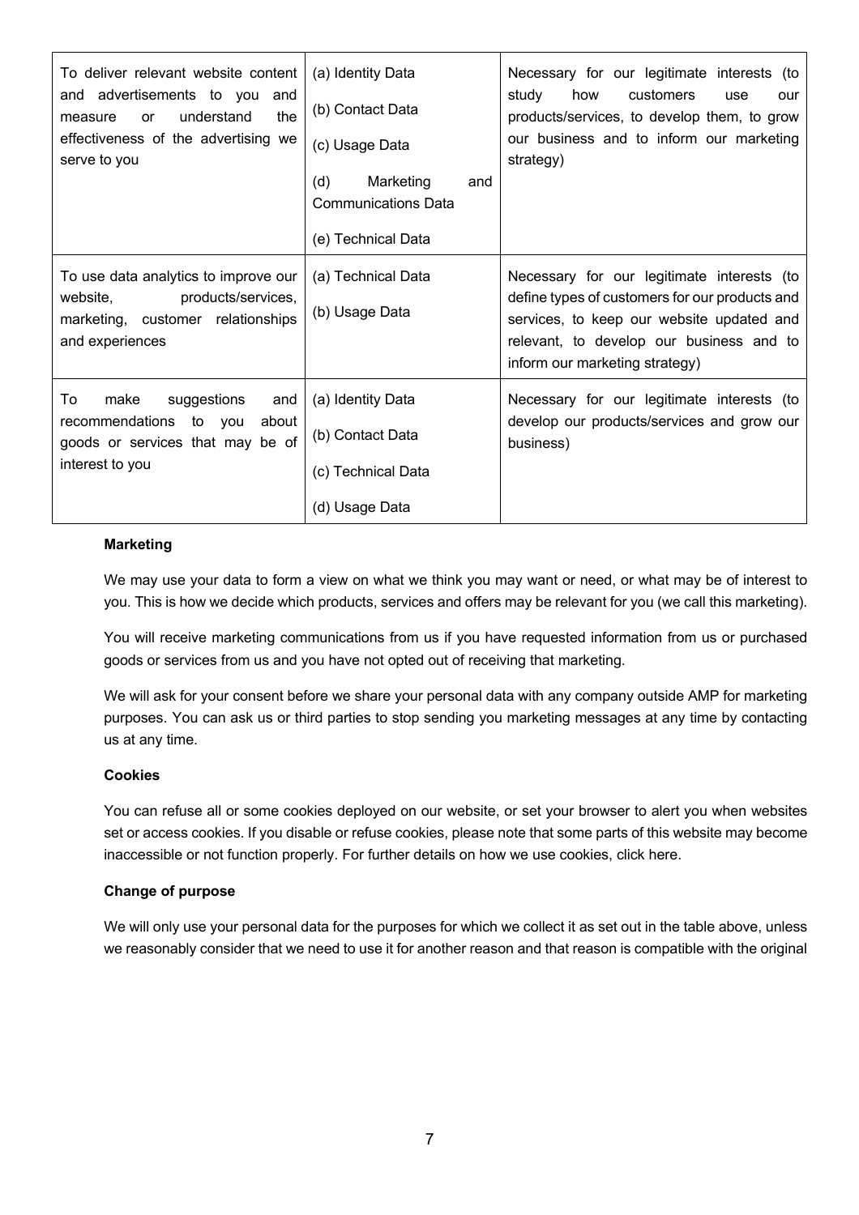| To deliver relevant website content and advertisements to you and measure or understand the effectiveness of the advertising we serve to you | (a) Identity Data<br>(b) Contact Data<br>(c) Usage Data<br>(d) Marketing and Communications Data<br>(e) Technical Data | Necessary for our legitimate interests (to study how customers use our products/services, to develop them, to grow our business and to inform our marketing strategy) |
|---|---|---|
| To use data analytics to improve our website, products/services, marketing, customer relationships and experiences | (a) Technical Data<br>(b) Usage Data | Necessary for our legitimate interests (to define types of customers for our products and services, to keep our website updated and relevant, to develop our business and to inform our marketing strategy) |
| To make suggestions and recommendations to you about goods or services that may be of interest to you | (a) Identity Data<br>(b) Contact Data<br>(c) Technical Data<br>(d) Usage Data | Necessary for our legitimate interests (to develop our products/services and grow our business) |

**Marketing**

We may use your data to form a view on what we think you may want or need, or what may be of interest to you. This is how we decide which products, services and offers may be relevant for you (we call this marketing).

You will receive marketing communications from us if you have requested information from us or purchased goods or services from us and you have not opted out of receiving that marketing.

We will ask for your consent before we share your personal data with any company outside AMP for marketing purposes. You can ask us or third parties to stop sending you marketing messages at any time by contacting us at any time.

**Cookies**

You can refuse all or some cookies deployed on our website, or set your browser to alert you when websites set or access cookies. If you disable or refuse cookies, please note that some parts of this website may become inaccessible or not function properly. For further details on how we use cookies, click here.

**Change of purpose**

We will only use your personal data for the purposes for which we collect it as set out in the table above, unless we reasonably consider that we need to use it for another reason and that reason is compatible with the original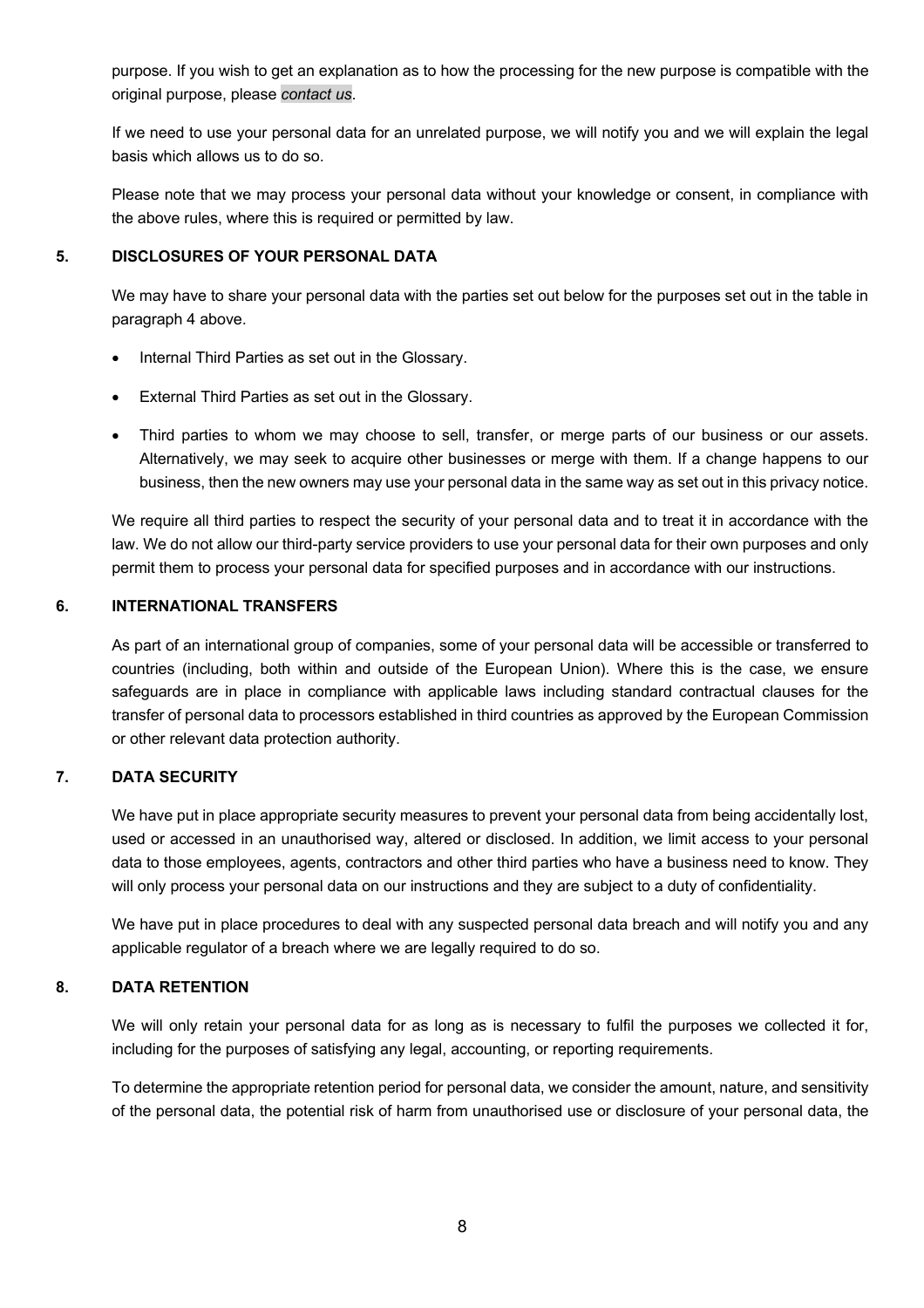purpose. If you wish to get an explanation as to how the processing for the new purpose is compatible with the original purpose, please *contact us*.

If we need to use your personal data for an unrelated purpose, we will notify you and we will explain the legal basis which allows us to do so.

Please note that we may process your personal data without your knowledge or consent, in compliance with the above rules, where this is required or permitted by law.

## 5. DISCLOSURES OF YOUR PERSONAL DATA

We may have to share your personal data with the parties set out below for the purposes set out in the table in paragraph 4 above.

- Internal Third Parties as set out in the Glossary.
- External Third Parties as set out in the Glossary.
- Third parties to whom we may choose to sell, transfer, or merge parts of our business or our assets. Alternatively, we may seek to acquire other businesses or merge with them. If a change happens to our business, then the new owners may use your personal data in the same way as set out in this privacy notice.

We require all third parties to respect the security of your personal data and to treat it in accordance with the law. We do not allow our third-party service providers to use your personal data for their own purposes and only permit them to process your personal data for specified purposes and in accordance with our instructions.

## 6. INTERNATIONAL TRANSFERS

As part of an international group of companies, some of your personal data will be accessible or transferred to countries (including, both within and outside of the European Union). Where this is the case, we ensure safeguards are in place in compliance with applicable laws including standard contractual clauses for the transfer of personal data to processors established in third countries as approved by the European Commission or other relevant data protection authority.

## 7. DATA SECURITY

We have put in place appropriate security measures to prevent your personal data from being accidentally lost, used or accessed in an unauthorised way, altered or disclosed. In addition, we limit access to your personal data to those employees, agents, contractors and other third parties who have a business need to know. They will only process your personal data on our instructions and they are subject to a duty of confidentiality.

We have put in place procedures to deal with any suspected personal data breach and will notify you and any applicable regulator of a breach where we are legally required to do so.

## 8. DATA RETENTION

We will only retain your personal data for as long as is necessary to fulfil the purposes we collected it for, including for the purposes of satisfying any legal, accounting, or reporting requirements.

To determine the appropriate retention period for personal data, we consider the amount, nature, and sensitivity of the personal data, the potential risk of harm from unauthorised use or disclosure of your personal data, the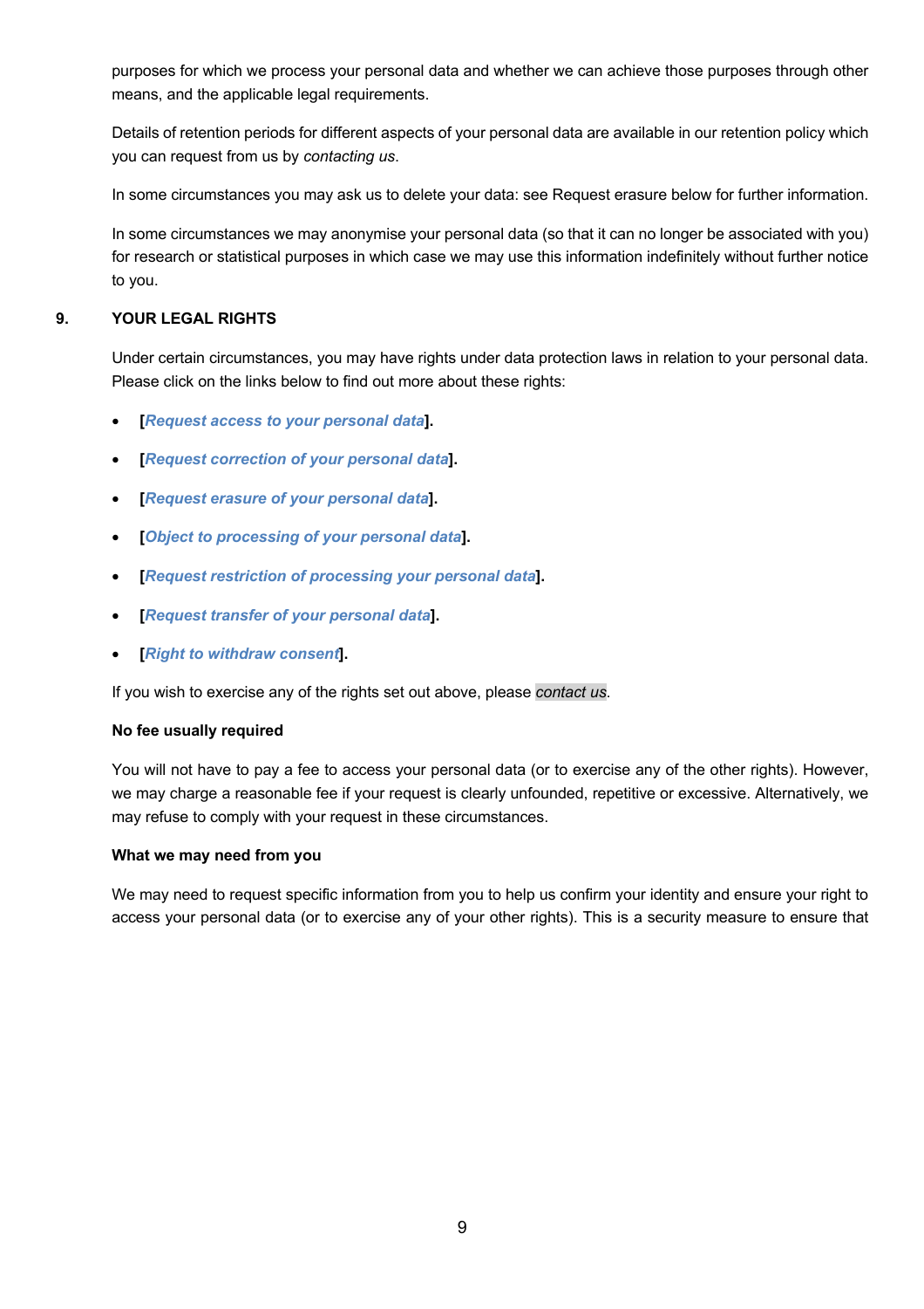purposes for which we process your personal data and whether we can achieve those purposes through other means, and the applicable legal requirements.

Details of retention periods for different aspects of your personal data are available in our retention policy which you can request from us by *contacting us*.

In some circumstances you may ask us to delete your data: see Request erasure below for further information.

In some circumstances we may anonymise your personal data (so that it can no longer be associated with you) for research or statistical purposes in which case we may use this information indefinitely without further notice to you.

## 9. YOUR LEGAL RIGHTS

Under certain circumstances, you may have rights under data protection laws in relation to your personal data. Please click on the links below to find out more about these rights:

- **[*Request access to your personal data*].**
- **[*Request correction of your personal data*].**
- **[*Request erasure of your personal data*].**
- **[*Object to processing of your personal data*].**
- **[*Request restriction of processing your personal data*].**
- **[*Request transfer of your personal data*].**
- **[*Right to withdraw consent*].**

If you wish to exercise any of the rights set out above, please *contact us*.

**No fee usually required**

You will not have to pay a fee to access your personal data (or to exercise any of the other rights). However, we may charge a reasonable fee if your request is clearly unfounded, repetitive or excessive. Alternatively, we may refuse to comply with your request in these circumstances.

**What we may need from you**

We may need to request specific information from you to help us confirm your identity and ensure your right to access your personal data (or to exercise any of your other rights). This is a security measure to ensure that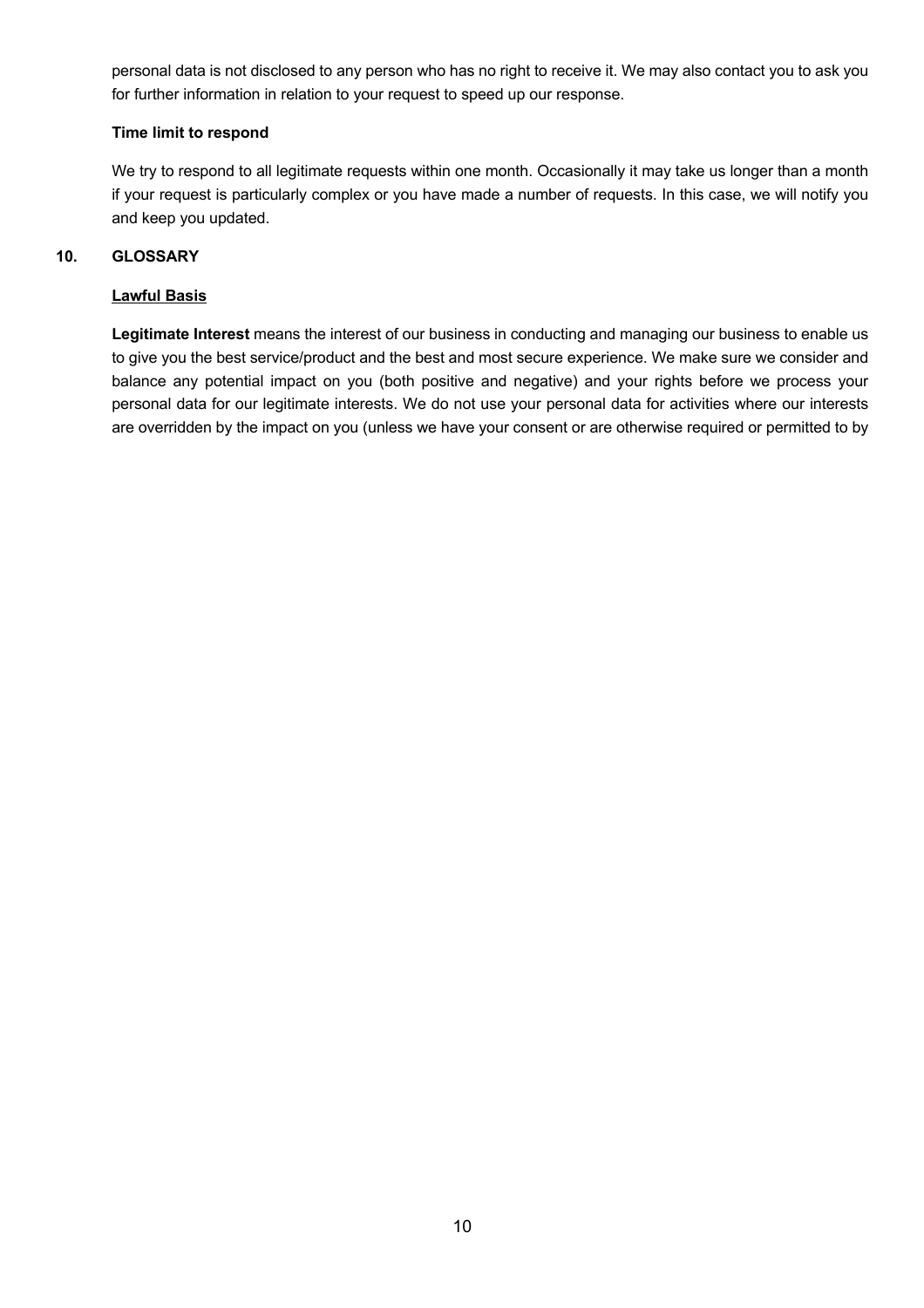personal data is not disclosed to any person who has no right to receive it. We may also contact you to ask you for further information in relation to your request to speed up our response.

**Time limit to respond**

We try to respond to all legitimate requests within one month. Occasionally it may take us longer than a month if your request is particularly complex or you have made a number of requests. In this case, we will notify you and keep you updated.

## 10. GLOSSARY

**Lawful Basis**

**Legitimate Interest** means the interest of our business in conducting and managing our business to enable us to give you the best service/product and the best and most secure experience. We make sure we consider and balance any potential impact on you (both positive and negative) and your rights before we process your personal data for our legitimate interests. We do not use your personal data for activities where our interests are overridden by the impact on you (unless we have your consent or are otherwise required or permitted to by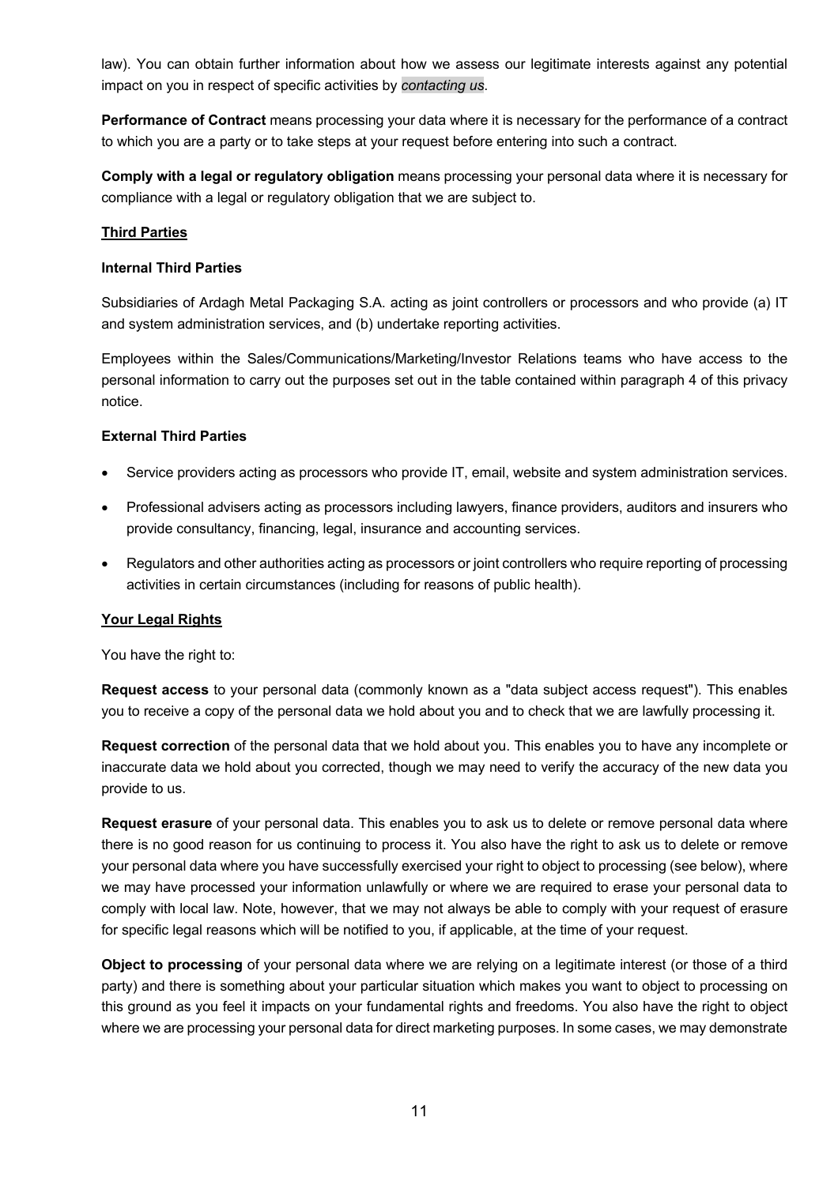law). You can obtain further information about how we assess our legitimate interests against any potential impact on you in respect of specific activities by *contacting us*.

**Performance of Contract** means processing your data where it is necessary for the performance of a contract to which you are a party or to take steps at your request before entering into such a contract.

**Comply with a legal or regulatory obligation** means processing your personal data where it is necessary for compliance with a legal or regulatory obligation that we are subject to.

**<u>Third Parties</u>**

**Internal Third Parties**

Subsidiaries of Ardagh Metal Packaging S.A. acting as joint controllers or processors and who provide (a) IT and system administration services, and (b) undertake reporting activities.

Employees within the Sales/Communications/Marketing/Investor Relations teams who have access to the personal information to carry out the purposes set out in the table contained within paragraph 4 of this privacy notice.

**External Third Parties**

- Service providers acting as processors who provide IT, email, website and system administration services.
- Professional advisers acting as processors including lawyers, finance providers, auditors and insurers who provide consultancy, financing, legal, insurance and accounting services.
- Regulators and other authorities acting as processors or joint controllers who require reporting of processing activities in certain circumstances (including for reasons of public health).

**<u>Your Legal Rights</u>**

You have the right to:

**Request access** to your personal data (commonly known as a "data subject access request"). This enables you to receive a copy of the personal data we hold about you and to check that we are lawfully processing it.

**Request correction** of the personal data that we hold about you. This enables you to have any incomplete or inaccurate data we hold about you corrected, though we may need to verify the accuracy of the new data you provide to us.

**Request erasure** of your personal data. This enables you to ask us to delete or remove personal data where there is no good reason for us continuing to process it. You also have the right to ask us to delete or remove your personal data where you have successfully exercised your right to object to processing (see below), where we may have processed your information unlawfully or where we are required to erase your personal data to comply with local law. Note, however, that we may not always be able to comply with your request of erasure for specific legal reasons which will be notified to you, if applicable, at the time of your request.

**Object to processing** of your personal data where we are relying on a legitimate interest (or those of a third party) and there is something about your particular situation which makes you want to object to processing on this ground as you feel it impacts on your fundamental rights and freedoms. You also have the right to object where we are processing your personal data for direct marketing purposes. In some cases, we may demonstrate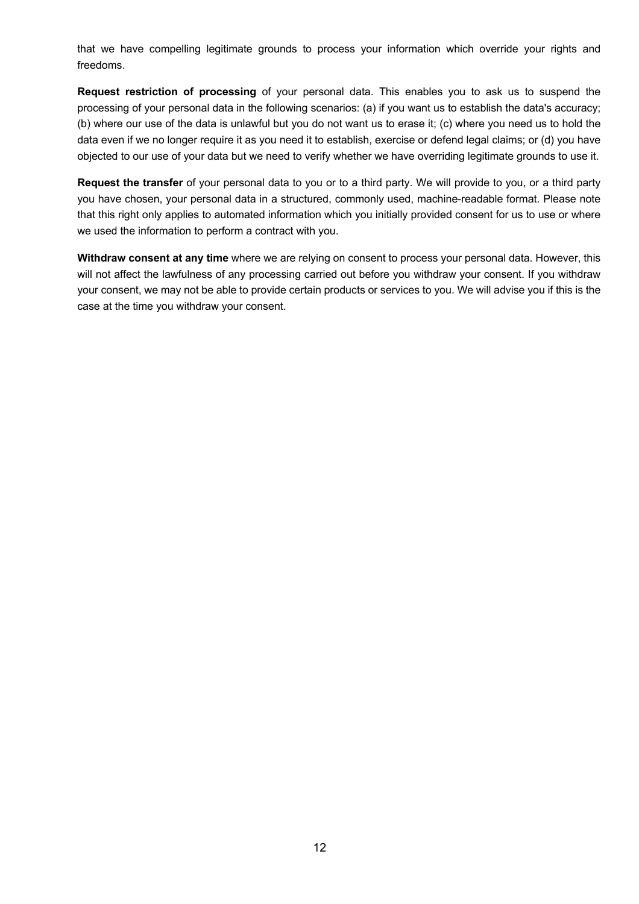that we have compelling legitimate grounds to process your information which override your rights and freedoms.

**Request restriction of processing** of your personal data. This enables you to ask us to suspend the processing of your personal data in the following scenarios: (a) if you want us to establish the data's accuracy; (b) where our use of the data is unlawful but you do not want us to erase it; (c) where you need us to hold the data even if we no longer require it as you need it to establish, exercise or defend legal claims; or (d) you have objected to our use of your data but we need to verify whether we have overriding legitimate grounds to use it.

**Request the transfer** of your personal data to you or to a third party. We will provide to you, or a third party you have chosen, your personal data in a structured, commonly used, machine-readable format. Please note that this right only applies to automated information which you initially provided consent for us to use or where we used the information to perform a contract with you.

**Withdraw consent at any time** where we are relying on consent to process your personal data. However, this will not affect the lawfulness of any processing carried out before you withdraw your consent. If you withdraw your consent, we may not be able to provide certain products or services to you. We will advise you if this is the case at the time you withdraw your consent.